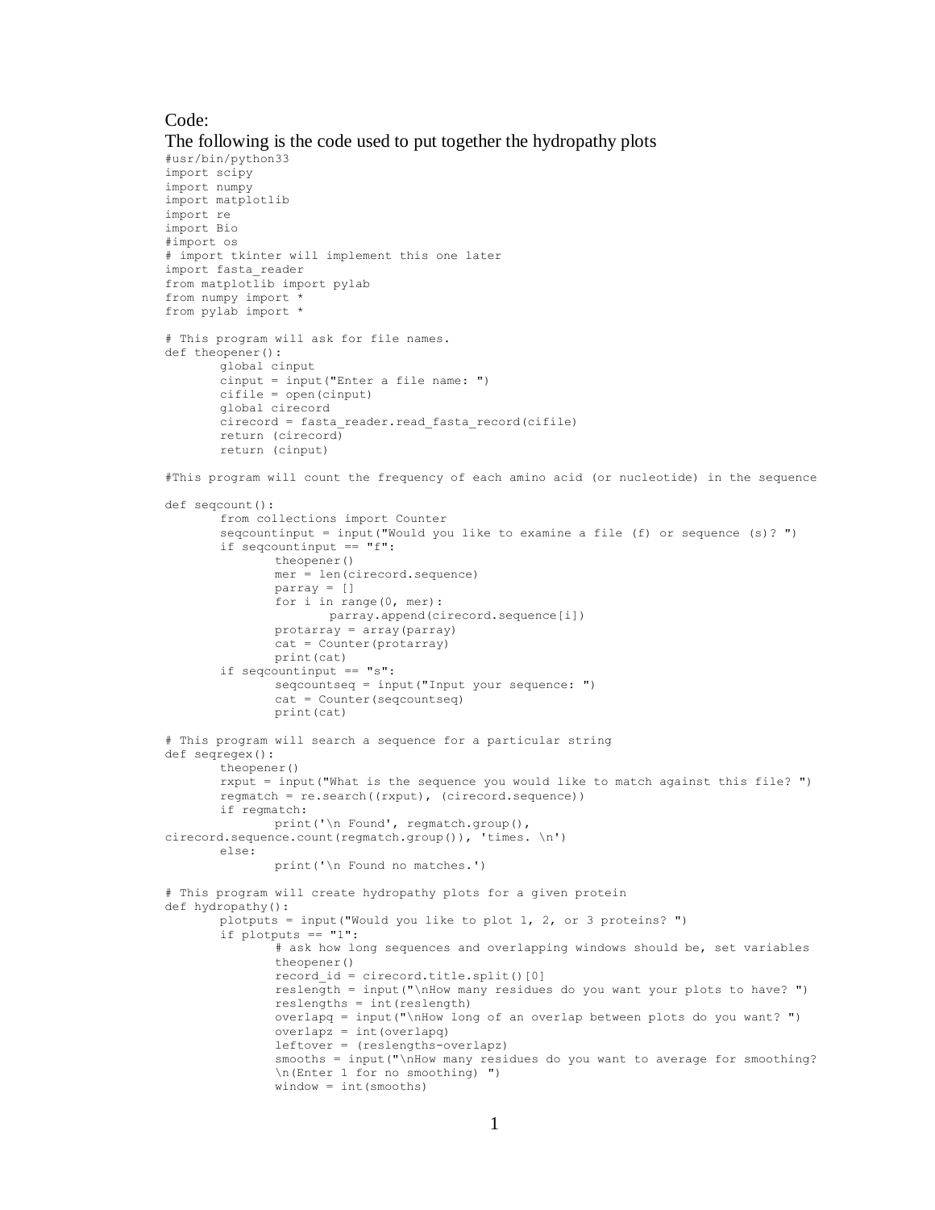Code:

The following is the code used to put together the hydropathy plots

```
#usr/bin/python33
import scipy
import numpy
import matplotlib
import re
import Bio
#import os
# import tkinter will implement this one later
import fasta_reader
from matplotlib import pylab
from numpy import *
from pylab import *

# This program will ask for file names.
def theopener():
        global cinput
        cinput = input("Enter a file name: ")
        cifile = open(cinput)
        global cirecord
        cirecord = fasta_reader.read_fasta_record(cifile)
        return (cirecord)
        return (cinput)

#This program will count the frequency of each amino acid (or nucleotide) in the sequence

def seqcount():
        from collections import Counter
        seqcountinput = input("Would you like to examine a file (f) or sequence (s)? ")
        if seqcountinput == "f":
                theopener()
                mer = len(cirecord.sequence)
                parray = []
                for i in range(0, mer):
                        parray.append(cirecord.sequence[i])
                protarray = array(parray)
                cat = Counter(protarray)
                print(cat)
        if seqcountinput == "s":
                seqcountseq = input("Input your sequence: ")
                cat = Counter(seqcountseq)
                print(cat)

# This program will search a sequence for a particular string
def seqregex():
        theopener()
        rxput = input("What is the sequence you would like to match against this file? ")
        regmatch = re.search((rxput), (cirecord.sequence))
        if regmatch:
                print('\n Found', regmatch.group(),
cirecord.sequence.count(regmatch.group()), 'times. \n')
        else:
                print('\n Found no matches.')

# This program will create hydropathy plots for a given protein
def hydropathy():
        plotputs = input("Would you like to plot 1, 2, or 3 proteins? ")
        if plotputs == "1":
                # ask how long sequences and overlapping windows should be, set variables
                theopener()
                record_id = cirecord.title.split()[0]
                reslength = input("\nHow many residues do you want your plots to have? ")
                reslengths = int(reslength)
                overlapq = input("\nHow long of an overlap between plots do you want? ")
                overlapz = int(overlapq)
                leftover = (reslengths-overlapz)
                smooths = input("\nHow many residues do you want to average for smoothing?
                \n(Enter 1 for no smoothing) ")
                window = int(smooths)
```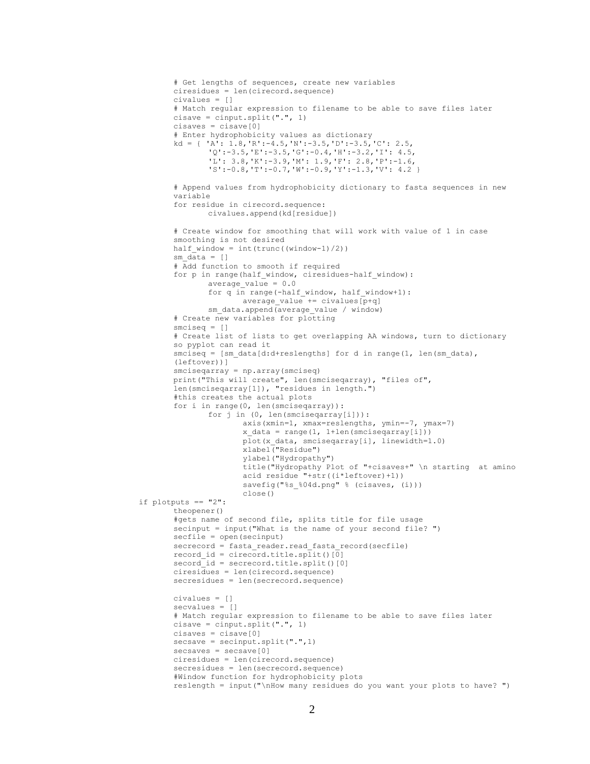```
        # Get lengths of sequences, create new variables
        ciresidues = len(cirecord.sequence)
        civalues = []
        # Match regular expression to filename to be able to save files later
        cisave = cinput.split(".", 1)
        cisaves = cisave[0]
        # Enter hydrophobicity values as dictionary
        kd = { 'A': 1.8,'R':-4.5,'N':-3.5,'D':-3.5,'C': 2.5,
               'Q':-3.5,'E':-3.5,'G':-0.4,'H':-3.2,'I': 4.5,
               'L': 3.8,'K':-3.9,'M': 1.9,'F': 2.8,'P':-1.6,
               'S':-0.8,'T':-0.7,'W':-0.9,'Y':-1.3,'V': 4.2 }

        # Append values from hydrophobicity dictionary to fasta sequences in new
        variable
        for residue in cirecord.sequence:
                civalues.append(kd[residue])

        # Create window for smoothing that will work with value of 1 in case
        smoothing is not desired
        half_window = int(trunc((window-1)/2))
        sm_data = []
        # Add function to smooth if required
        for p in range(half_window, ciresidues-half_window):
                average_value = 0.0
                for q in range(-half_window, half_window+1):
                        average_value += civalues[p+q]
                sm_data.append(average_value / window)
        # Create new variables for plotting
        smciseq = []
        # Create list of lists to get overlapping AA windows, turn to dictionary
        so pyplot can read it
        smciseq = [sm_data[d:d+reslengths] for d in range(1, len(sm_data),
        (leftover))]
        smciseqarray = np.array(smciseq)
        print("This will create", len(smciseqarray), "files of",
        len(smciseqarray[1]), "residues in length.")
        #this creates the actual plots
        for i in range(0, len(smciseqarray)):
                for j in (0, len(smciseqarray[i])):
                        axis(xmin=1, xmax=reslengths, ymin=-7, ymax=7)
                        x_data = range(1, 1+len(smciseqarray[i]))
                        plot(x_data, smciseqarray[i], linewidth=1.0)
                        xlabel("Residue")
                        ylabel("Hydropathy")
                        title("Hydropathy Plot of "+cisaves+" \n starting  at amino
                        acid residue "+str((i*leftover)+1))
                        savefig("%s_%04d.png" % (cisaves, (i)))
                        close()
if plotputs == "2":
        theopener()
        #gets name of second file, splits title for file usage
        secinput = input("What is the name of your second file? ")
        secfile = open(secinput)
        secrecord = fasta_reader.read_fasta_record(secfile)
        record_id = cirecord.title.split()[0]
        second_id = secrecord.title.split()[0]
        ciresidues = len(cirecord.sequence)
        secresidues = len(secrecord.sequence)

        civalues = []
        secvalues = []
        # Match regular expression to filename to be able to save files later
        cisave = cinput.split(".", 1)
        cisaves = cisave[0]
        secsave = secinput.split(".",1)
        secsaves = secsave[0]
        ciresidues = len(cirecord.sequence)
        secresidues = len(secrecord.sequence)
        #Window function for hydrophobicity plots
        reslength = input("\nHow many residues do you want your plots to have? ")
```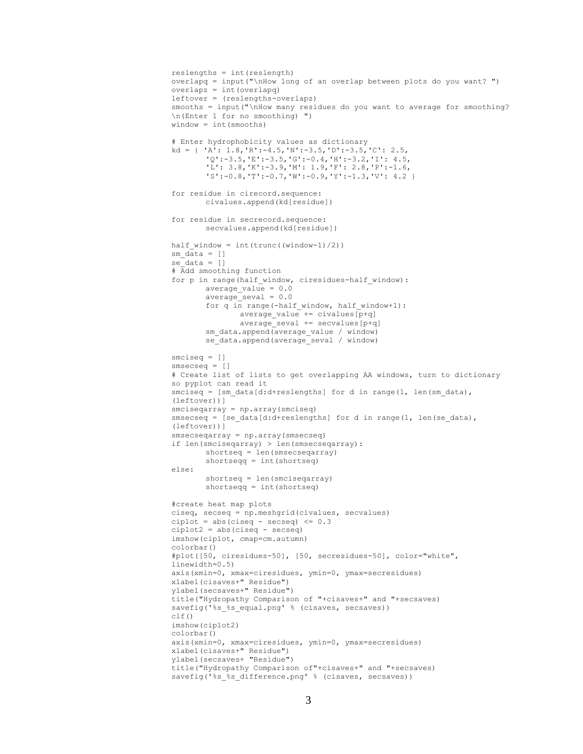```
reslengths = int(reslength)
overlapq = input("\nHow long of an overlap between plots do you want? ")
overlapz = int(overlapq)
leftover = (reslengths-overlapz)
smooths = input("\nHow many residues do you want to average for smoothing?
\n(Enter 1 for no smoothing) ")
window = int(smooths)

# Enter hydrophobicity values as dictionary
kd = { 'A': 1.8,'R':-4.5,'N':-3.5,'D':-3.5,'C': 2.5,
       'Q':-3.5,'E':-3.5,'G':-0.4,'H':-3.2,'I': 4.5,
       'L': 3.8,'K':-3.9,'M': 1.9,'F': 2.8,'P':-1.6,
       'S':-0.8,'T':-0.7,'W':-0.9,'Y':-1.3,'V': 4.2 }

for residue in cirecord.sequence:
       civalues.append(kd[residue])

for residue in secrecord.sequence:
       secvalues.append(kd[residue])

half_window = int(trunc((window-1)/2))
sm_data = []
se_data = []
# Add smoothing function
for p in range(half_window, ciresidues-half_window):
       average_value = 0.0
       average_seval = 0.0
       for q in range(-half_window, half_window+1):
              average_value += civalues[p+q]
              average_seval += secvalues[p+q]
       sm_data.append(average_value / window)
       se_data.append(average_seval / window)

smciseq = []
smsecseq = []
# Create list of lists to get overlapping AA windows, turn to dictionary
so pyplot can read it
smciseq = [sm_data[d:d+reslengths] for d in range(1, len(sm_data),
(leftover))]
smciseqarray = np.array(smciseq)
smsecseq = [se_data[d:d+reslengths] for d in range(1, len(se_data),
(leftover))]
smsecseqarray = np.array(smsecseq)
if len(smciseqarray) > len(smsecseqarray):
       shortseq = len(smsecseqarray)
       shortseqq = int(shortseq)
else:
       shortseq = len(smciseqarray)
       shortseqq = int(shortseq)

#create heat map plots
ciseq, secseq = np.meshgrid(civalues, secvalues)
ciplot = abs(ciseq - secseq) <= 0.3
ciplot2 = abs(ciseq - secseq)
imshow(ciplot, cmap=cm.autumn)
colorbar()
#plot([50, ciresidues-50], [50, secresidues-50], color="white",
linewidth=0.5)
axis(xmin=0, xmax=ciresidues, ymin=0, ymax=secresidues)
xlabel(cisaves+" Residue")
ylabel(secsaves+" Residue")
title("Hydropathy Comparison of "+cisaves+" and "+secsaves)
savefig('%s_%s_equal.png' % (cisaves, secsaves))
clf()
imshow(ciplot2)
colorbar()
axis(xmin=0, xmax=ciresidues, ymin=0, ymax=secresidues)
xlabel(cisaves+" Residue")
ylabel(secsaves+ "Residue")
title("Hydropathy Comparison of"+cisaves+" and "+secsaves)
savefig('%s_%s_difference.png' % (cisaves, secsaves))
```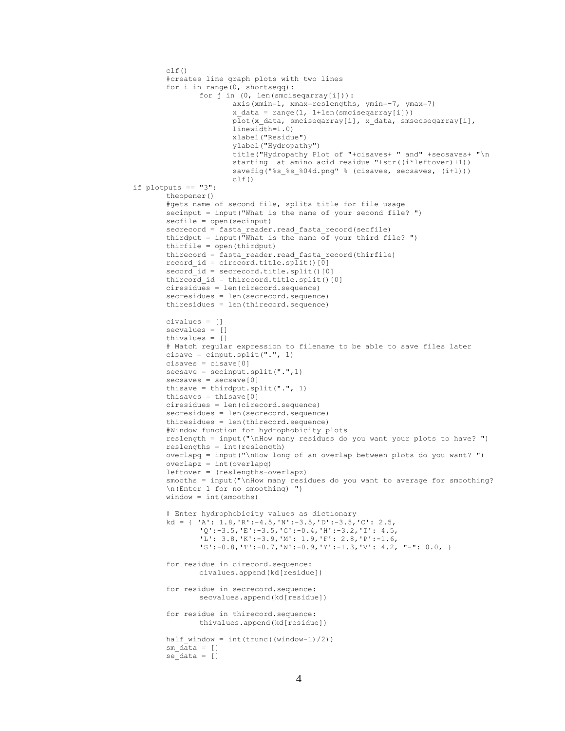```
        clf()
        #creates line graph plots with two lines
        for i in range(0, shortseqq):
                for j in (0, len(smciseqarray[i])):
                        axis(xmin=1, xmax=reslengths, ymin=-7, ymax=7)
                        x_data = range(1, 1+len(smciseqarray[i]))
                        plot(x_data, smciseqarray[i], x_data, smsecseqarray[i],
                        linewidth=1.0)
                        xlabel("Residue")
                        ylabel("Hydropathy")
                        title("Hydropathy Plot of "+cisaves+ " and" +secsaves+ "\n
                        starting  at amino acid residue "+str((i*leftover)+1))
                        savefig("%s_%s_%04d.png" % (cisaves, secsaves, (i+1)))
                        clf()
if plotputs == "3":
        theopener()
        #gets name of second file, splits title for file usage
        secinput = input("What is the name of your second file? ")
        secfile = open(secinput)
        secrecord = fasta_reader.read_fasta_record(secfile)
        thirdput = input("What is the name of your third file? ")
        thirfile = open(thirdput)
        thirecord = fasta_reader.read_fasta_record(thirfile)
        record_id = cirecord.title.split()[0]
        secord_id = secrecord.title.split()[0]
        thircord_id = thirecord.title.split()[0]
        ciresidues = len(cirecord.sequence)
        secresidues = len(secrecord.sequence)
        thiresidues = len(thirecord.sequence)

        civalues = []
        secvalues = []
        thivalues = []
        # Match regular expression to filename to be able to save files later
        cisave = cinput.split(".", 1)
        cisaves = cisave[0]
        secsave = secinput.split(".",1)
        secsaves = secsave[0]
        thisave = thirdput.split(".", 1)
        thisaves = thisave[0]
        ciresidues = len(cirecord.sequence)
        secresidues = len(secrecord.sequence)
        thiresidues = len(thirecord.sequence)
        #Window function for hydrophobicity plots
        reslength = input("\nHow many residues do you want your plots to have? ")
        reslengths = int(reslength)
        overlapq = input("\nHow long of an overlap between plots do you want? ")
        overlapz = int(overlapq)
        leftover = (reslengths-overlapz)
        smooths = input("\nHow many residues do you want to average for smoothing?
        \n(Enter 1 for no smoothing) ")
        window = int(smooths)

        # Enter hydrophobicity values as dictionary
        kd = { 'A': 1.8,'R':-4.5,'N':-3.5,'D':-3.5,'C': 2.5,
               'Q':-3.5,'E':-3.5,'G':-0.4,'H':-3.2,'I': 4.5,
               'L': 3.8,'K':-3.9,'M': 1.9,'F': 2.8,'P':-1.6,
               'S':-0.8,'T':-0.7,'W':-0.9,'Y':-1.3,'V': 4.2, "-": 0.0, }

        for residue in cirecord.sequence:
                civalues.append(kd[residue])

        for residue in secrecord.sequence:
                secvalues.append(kd[residue])

        for residue in thirecord.sequence:
                thivalues.append(kd[residue])

        half_window = int(trunc((window-1)/2))
        sm_data = []
        se_data = []
```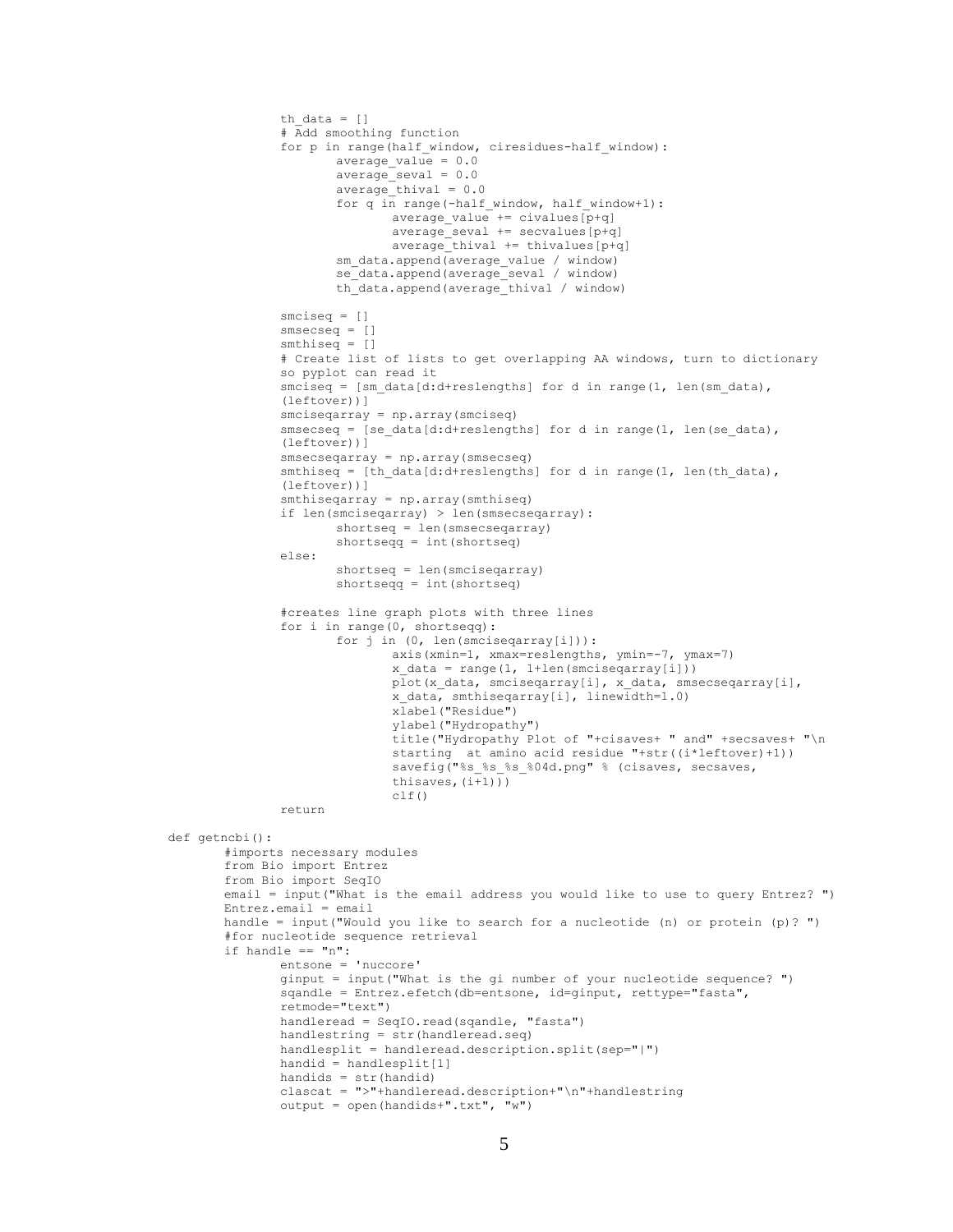```
                th_data = []
                # Add smoothing function
                for p in range(half_window, ciresidues-half_window):
                        average_value = 0.0
                        average_seval = 0.0
                        average_thival = 0.0
                        for q in range(-half_window, half_window+1):
                                average_value += civalues[p+q]
                                average_seval += secvalues[p+q]
                                average_thival += thivalues[p+q]
                        sm_data.append(average_value / window)
                        se_data.append(average_seval / window)
                        th_data.append(average_thival / window)

                smciseq = []
                smsecseq = []
                smthiseq = []
                # Create list of lists to get overlapping AA windows, turn to dictionary
                so pyplot can read it
                smciseq = [sm_data[d:d+reslengths] for d in range(1, len(sm_data),
                (leftover))]
                smciseqarray = np.array(smciseq)
                smsecseq = [se_data[d:d+reslengths] for d in range(1, len(se_data),
                (leftover))]
                smsecseqarray = np.array(smsecseq)
                smthiseq = [th_data[d:d+reslengths] for d in range(1, len(th_data),
                (leftover))]
                smthiseqarray = np.array(smthiseq)
                if len(smciseqarray) > len(smsecseqarray):
                        shortseq = len(smsecseqarray)
                        shortseqq = int(shortseq)
                else:
                        shortseq = len(smciseqarray)
                        shortseqq = int(shortseq)

                #creates line graph plots with three lines
                for i in range(0, shortseqq):
                        for j in (0, len(smciseqarray[i])):
                                axis(xmin=1, xmax=reslengths, ymin=-7, ymax=7)
                                x_data = range(1, 1+len(smciseqarray[i]))
                                plot(x_data, smciseqarray[i], x_data, smsecseqarray[i],
                                x_data, smthiseqarray[i], linewidth=1.0)
                                xlabel("Residue")
                                ylabel("Hydropathy")
                                title("Hydropathy Plot of "+cisaves+ " and" +secsaves+ "\n
                                starting  at amino acid residue "+str((i*leftover)+1))
                                savefig("%s_%s_%s_%04d.png" % (cisaves, secsaves,
                                thisaves,(i+1)))
                                clf()
                return

def getncbi():
        #imports necessary modules
        from Bio import Entrez
        from Bio import SeqIO
        email = input("What is the email address you would like to use to query Entrez? ")
        Entrez.email = email
        handle = input("Would you like to search for a nucleotide (n) or protein (p)? ")
        #for nucleotide sequence retrieval
        if handle == "n":
                entsone = 'nuccore'
                ginput = input("What is the gi number of your nucleotide sequence? ")
                sqandle = Entrez.efetch(db=entsone, id=ginput, rettype="fasta",
                retmode="text")
                handleread = SeqIO.read(sqandle, "fasta")
                handlestring = str(handleread.seq)
                handlesplit = handleread.description.split(sep="|")
                handid = handlesplit[1]
                handids = str(handid)
                clascat = ">"+handleread.description+"\n"+handlestring
                output = open(handids+".txt", "w")
```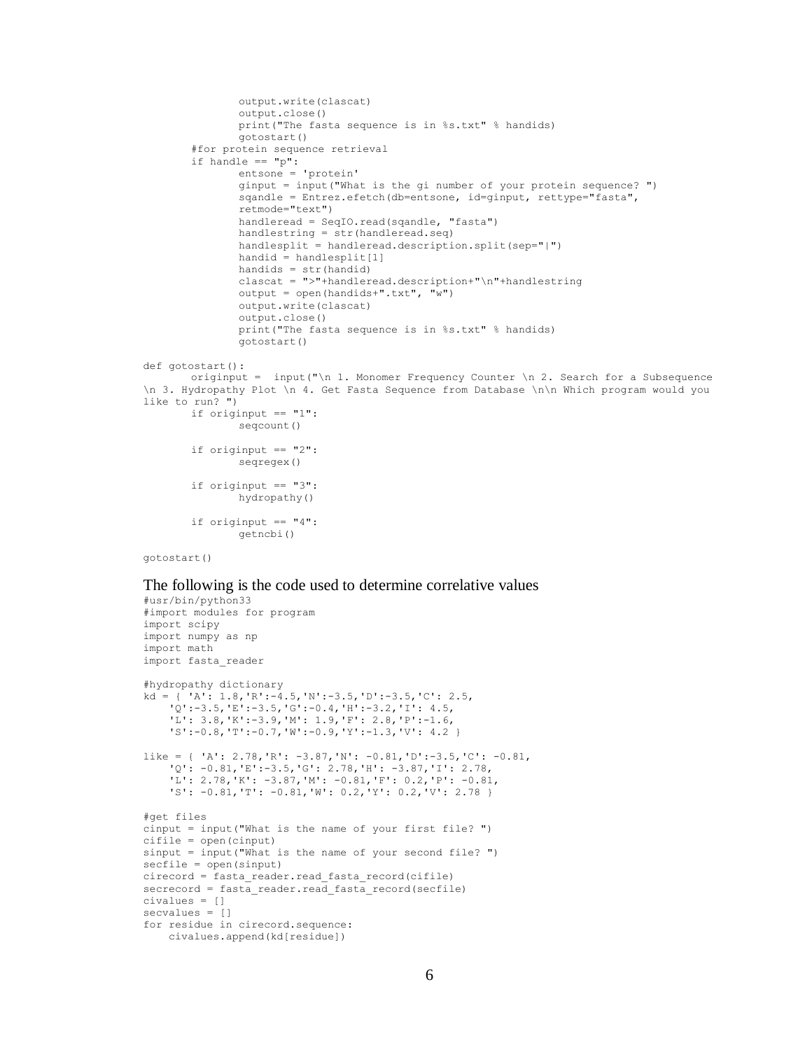```
                output.write(claseat)
                output.close()
                print("The fasta sequence is in %s.txt" % handids)
                gotostart()
        #for protein sequence retrieval
        if handle == "p":
                entsone = 'protein'
                ginput = input("What is the gi number of your protein sequence? ")
                sqandle = Entrez.efetch(db=entsone, id=ginput, rettype="fasta",
                retmode="text")
                handleread = SeqIO.read(sqandle, "fasta")
                handlestring = str(handleread.seq)
                handlesplit = handleread.description.split(sep="|")
                handid = handlesplit[1]
                handids = str(handid)
                clascat = ">"+handleread.description+"\n"+handlestring
                output = open(handids+".txt", "w")
                output.write(clascat)
                output.close()
                print("The fasta sequence is in %s.txt" % handids)
                gotostart()

def gotostart():
        originput =  input("\n 1. Monomer Frequency Counter \n 2. Search for a Subsequence
\n 3. Hydropathy Plot \n 4. Get Fasta Sequence from Database \n\n Which program would you
like to run? ")
        if originput == "1":
                seqcount()

        if originput == "2":
                seqregex()

        if originput == "3":
                hydropathy()

        if originput == "4":
                getncbi()

gotostart()
```

The following is the code used to determine correlative values

```
#usr/bin/python33
#import modules for program
import scipy
import numpy as np
import math
import fasta_reader

#hydropathy dictionary
kd = { 'A': 1.8,'R':-4.5,'N':-3.5,'D':-3.5,'C': 2.5,
    'Q':-3.5,'E':-3.5,'G':-0.4,'H':-3.2,'I': 4.5,
    'L': 3.8,'K':-3.9,'M': 1.9,'F': 2.8,'P':-1.6,
    'S':-0.8,'T':-0.7,'W':-0.9,'Y':-1.3,'V': 4.2 }

like = { 'A': 2.78,'R': -3.87,'N': -0.81,'D':-3.5,'C': -0.81,
    'Q': -0.81,'E':-3.5,'G': 2.78,'H': -3.87,'I': 2.78,
    'L': 2.78,'K': -3.87,'M': -0.81,'F': 0.2,'P': -0.81,
    'S': -0.81,'T': -0.81,'W': 0.2,'Y': 0.2,'V': 2.78 }

#get files
cinput = input("What is the name of your first file? ")
cifile = open(cinput)
sinput = input("What is the name of your second file? ")
secfile = open(sinput)
cirecord = fasta_reader.read_fasta_record(cifile)
secrecord = fasta_reader.read_fasta_record(secfile)
civalues = []
secvalues = []
for residue in cirecord.sequence:
    civalues.append(kd[residue])
```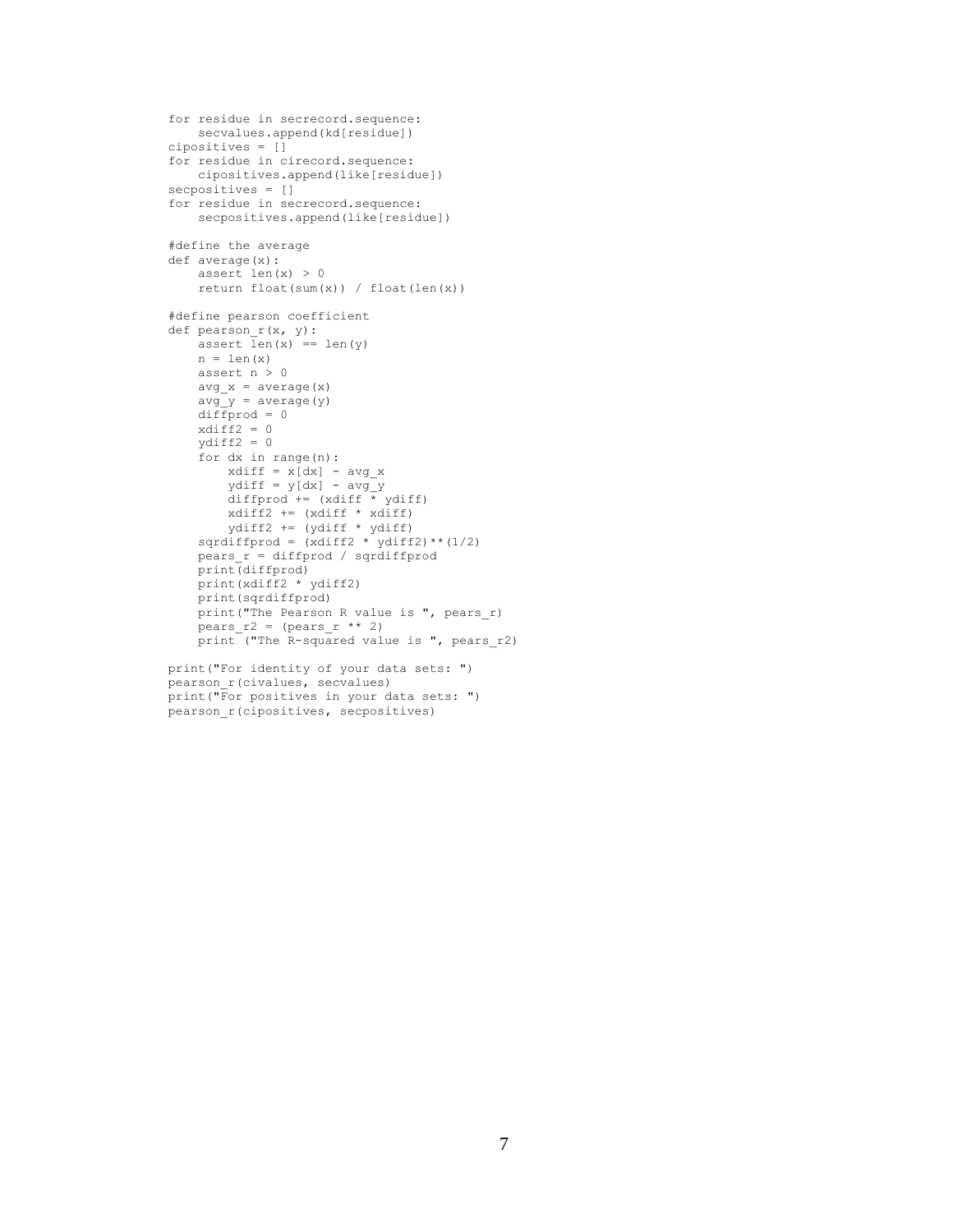```
for residue in secrecord.sequence:
    secvalues.append(kd[residue])
cipositives = []
for residue in cirecord.sequence:
    cipositives.append(like[residue])
secpositives = []
for residue in secrecord.sequence:
    secpositives.append(like[residue])

#define the average
def average(x):
    assert len(x) > 0
    return float(sum(x)) / float(len(x))

#define pearson coefficient
def pearson_r(x, y):
    assert len(x) == len(y)
    n = len(x)
    assert n > 0
    avg_x = average(x)
    avg_y = average(y)
    diffprod = 0
    xdiff2 = 0
    ydiff2 = 0
    for dx in range(n):
        xdiff = x[dx] - avg_x
        ydiff = y[dx] - avg_y
        diffprod += (xdiff * ydiff)
        xdiff2 += (xdiff * xdiff)
        ydiff2 += (ydiff * ydiff)
    sqrdiffprod = (xdiff2 * ydiff2)**(1/2)
    pears_r = diffprod / sqrdiffprod
    print(diffprod)
    print(xdiff2 * ydiff2)
    print(sqrdiffprod)
    print("The Pearson R value is ", pears_r)
    pears_r2 = (pears_r ** 2)
    print ("The R-squared value is ", pears_r2)

print("For identity of your data sets: ")
pearson_r(civalues, secvalues)
print("For positives in your data sets: ")
pearson_r(cipositives, secpositives)
```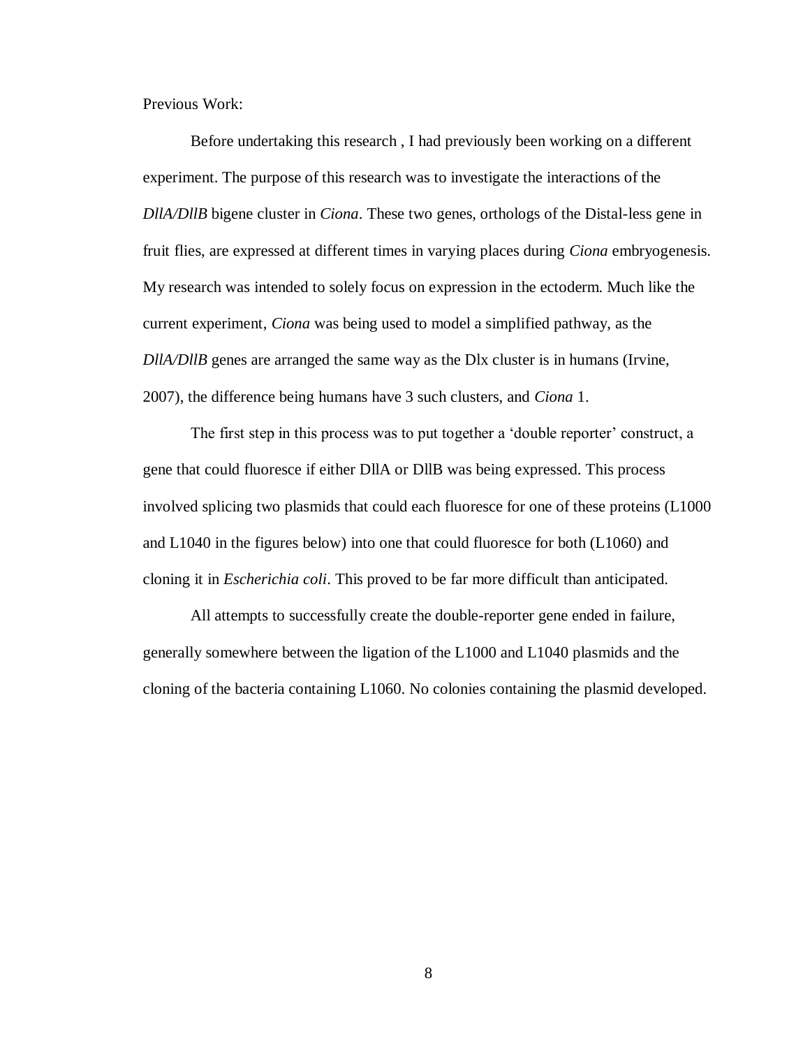Previous Work:

Before undertaking this research , I had previously been working on a different experiment. The purpose of this research was to investigate the interactions of the *DllA/DllB* bigene cluster in *Ciona*. These two genes, orthologs of the Distal-less gene in fruit flies, are expressed at different times in varying places during *Ciona* embryogenesis. My research was intended to solely focus on expression in the ectoderm. Much like the current experiment, *Ciona* was being used to model a simplified pathway, as the *DllA/DllB* genes are arranged the same way as the Dlx cluster is in humans (Irvine, 2007), the difference being humans have 3 such clusters, and *Ciona* 1.

The first step in this process was to put together a 'double reporter' construct, a gene that could fluoresce if either DllA or DllB was being expressed. This process involved splicing two plasmids that could each fluoresce for one of these proteins (L1000 and L1040 in the figures below) into one that could fluoresce for both (L1060) and cloning it in *Escherichia coli*. This proved to be far more difficult than anticipated.

All attempts to successfully create the double-reporter gene ended in failure, generally somewhere between the ligation of the L1000 and L1040 plasmids and the cloning of the bacteria containing L1060. No colonies containing the plasmid developed.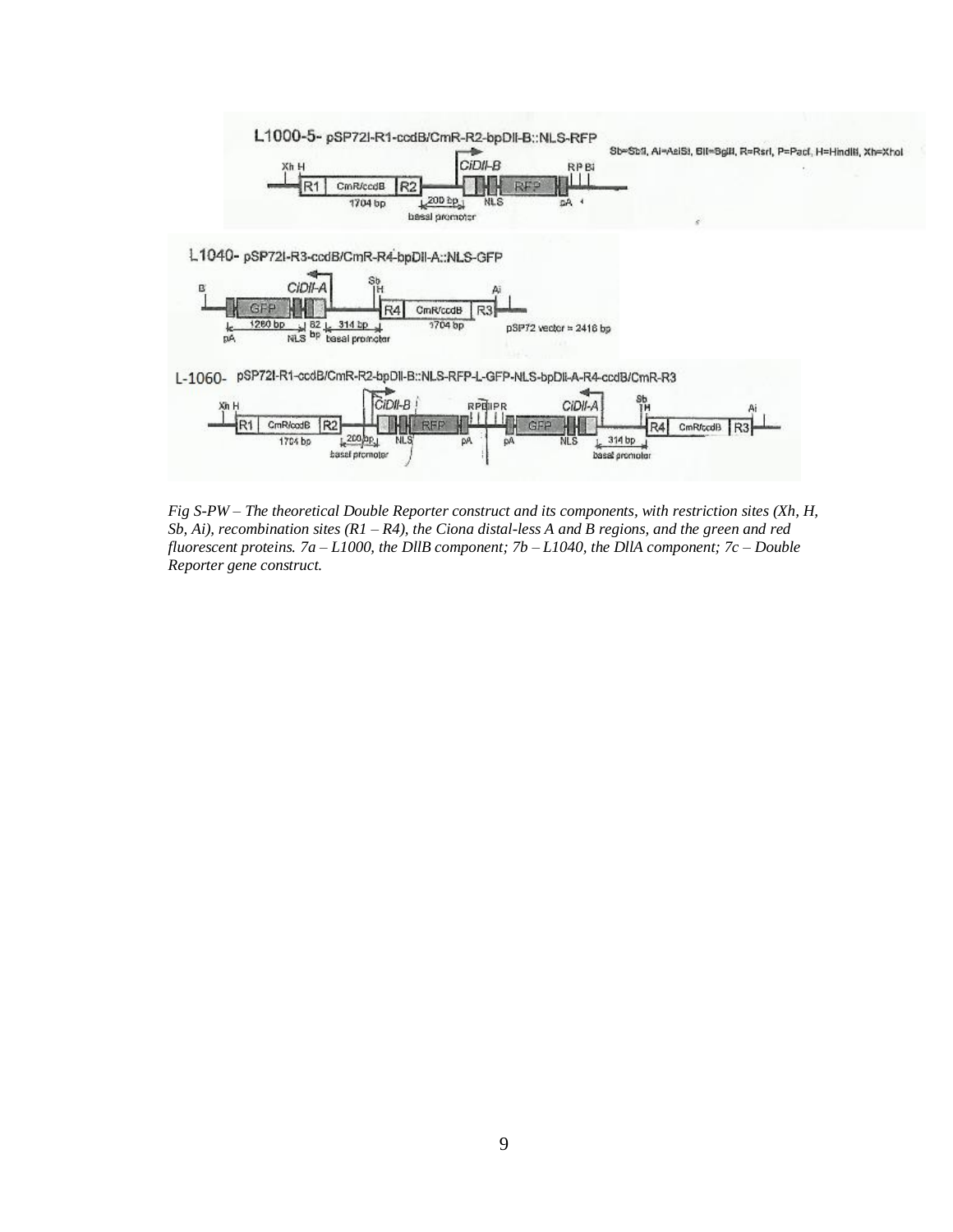L1000-5- pSP72I-R1-ccdB/CmR-R2-bpDll-B::NLS-RFP

Sb=SbfI, Ai=AsiSI, BII=BglII, R=RsrI, P=PacI, H=HindIII, Xh=XhoI

Xh H

R1 CmR/ccdB R2

1704 bp

CiDll-B

200 bp

basal promoter

NLS

RFP

RPBi

pA

L1040- pSP72I-R3-ccdB/CmR-R4-bpDll-A::NLS-GFP

B

GFP

1280 bp

pA

CiDll-A

82 bp

NLS

314 bp

basal promoter

Sb

H

R4 CmR/ccdB R3

1704 bp

Ai

pSP72 vector = 2416 bp

L-1060- pSP72I-R1-ccdB/CmR-R2-bpDll-B::NLS-RFP-L-GFP-NLS-bpDll-A-R4-ccdB/CmR-R3

Xh H

R1 CmR/ccdB R2

1704 bp

200 bp

basal promoter

CiDll-B

NLS

RFP

pA

RPBIPR

pA

GFP

NLS

CiDll-A

314 bp

basal promoter

Sb

H

R4 CmR/ccdB R3

Ai

*Fig S-PW – The theoretical Double Reporter construct and its components, with restriction sites (Xh, H, Sb, Ai), recombination sites (R1 – R4), the Ciona distal-less A and B regions, and the green and red fluorescent proteins. 7a – L1000, the DllB component; 7b – L1040, the DllA component; 7c – Double Reporter gene construct.*